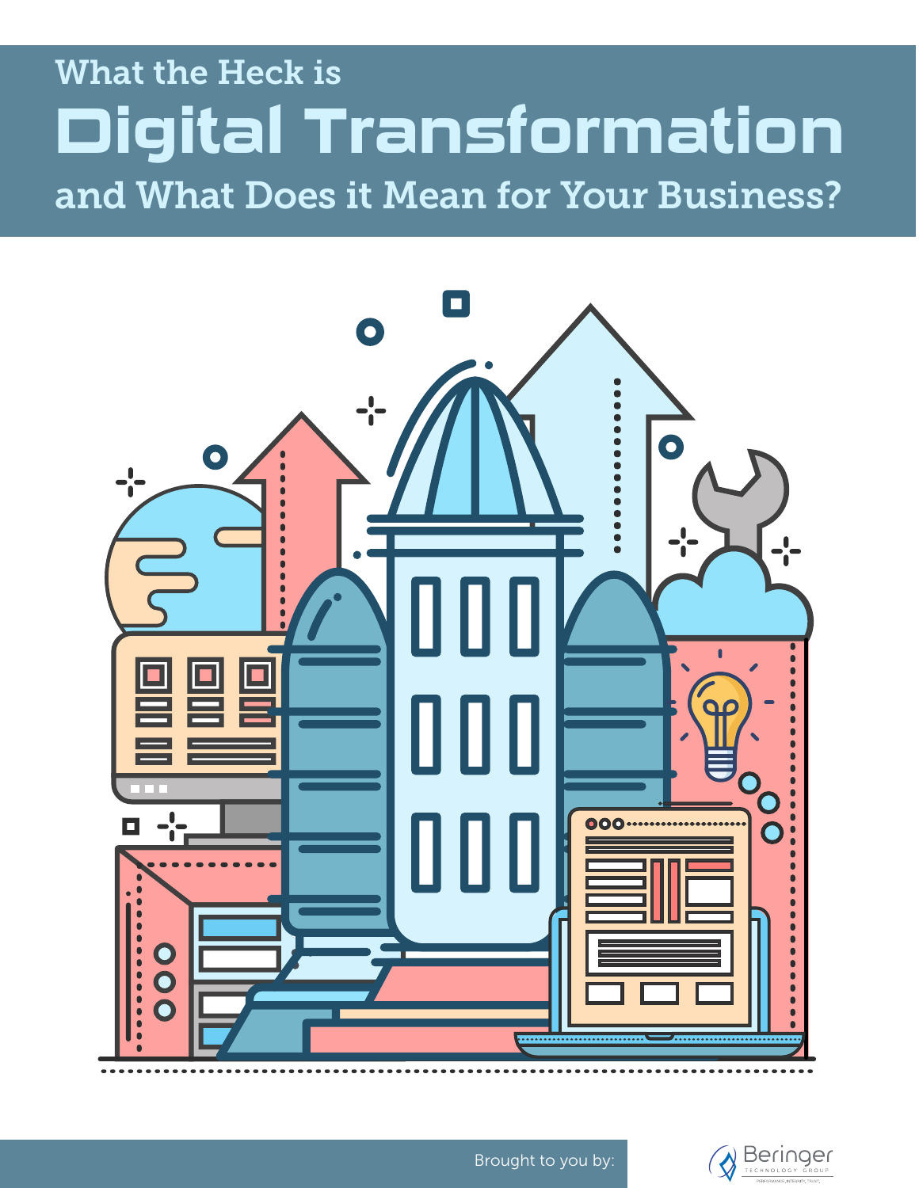# What the Heck is Digital Transformation and What Does it Mean for Your Business?

Brought to you by:

Beringer Technology Group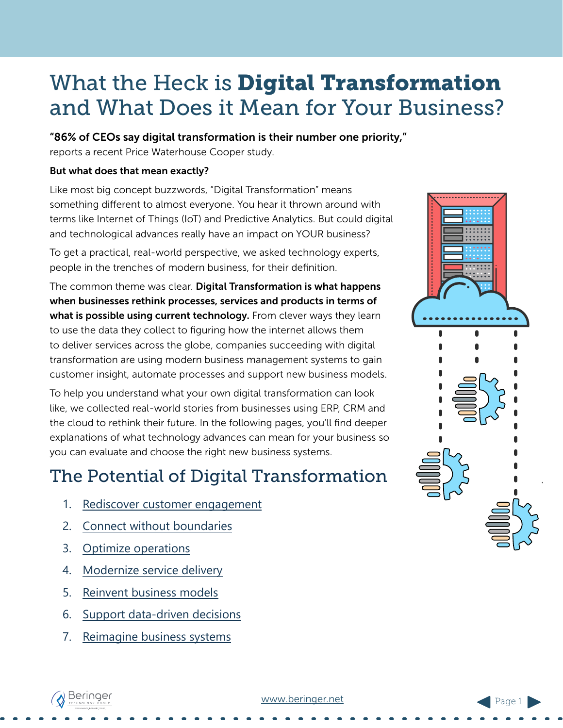# What the Heck is **Digital Transformation** and What Does it Mean for Your Business?

**"86% of CEOs say digital transformation is their number one priority,"** reports a recent Price Waterhouse Cooper study.

**But what does that mean exactly?**

Like most big concept buzzwords, "Digital Transformation" means something different to almost everyone. You hear it thrown around with terms like Internet of Things (IoT) and Predictive Analytics. But could digital and technological advances really have an impact on YOUR business?

To get a practical, real-world perspective, we asked technology experts, people in the trenches of modern business, for their definition.

The common theme was clear. **Digital Transformation is what happens when businesses rethink processes, services and products in terms of what is possible using current technology.** From clever ways they learn to use the data they collect to figuring how the internet allows them to deliver services across the globe, companies succeeding with digital transformation are using modern business management systems to gain customer insight, automate processes and support new business models.

To help you understand what your own digital transformation can look like, we collected real-world stories from businesses using ERP, CRM and the cloud to rethink their future. In the following pages, you'll find deeper explanations of what technology advances can mean for your business so you can evaluate and choose the right new business systems.

## The Potential of Digital Transformation

1. Rediscover customer engagement
2. Connect without boundaries
3. Optimize operations
4. Modernize service delivery
5. Reinvent business models
6. Support data-driven decisions
7. Reimagine business systems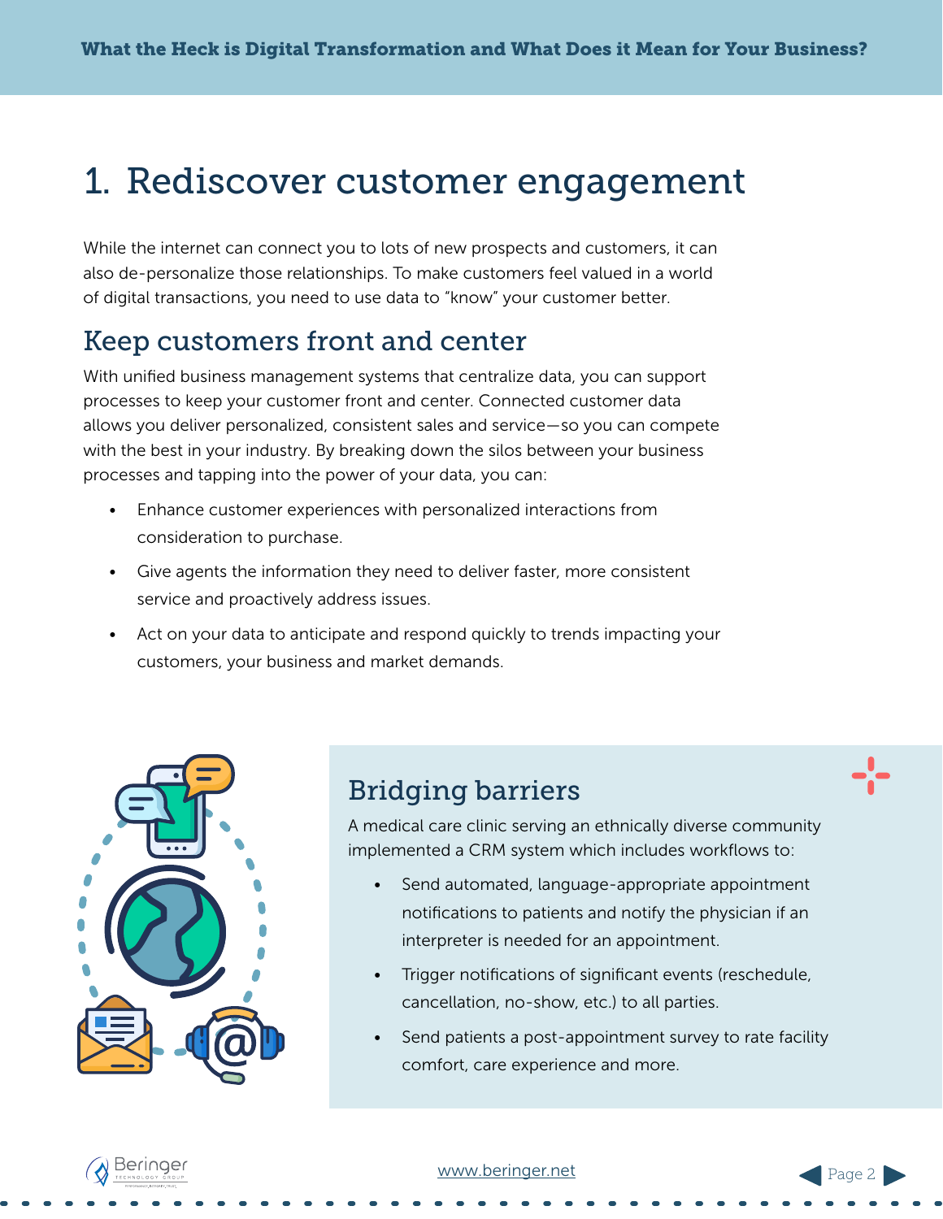# 1. Rediscover customer engagement

While the internet can connect you to lots of new prospects and customers, it can also de-personalize those relationships. To make customers feel valued in a world of digital transactions, you need to use data to "know" your customer better.

## Keep customers front and center

With unified business management systems that centralize data, you can support processes to keep your customer front and center. Connected customer data allows you deliver personalized, consistent sales and service—so you can compete with the best in your industry. By breaking down the silos between your business processes and tapping into the power of your data, you can:

- Enhance customer experiences with personalized interactions from consideration to purchase.
- Give agents the information they need to deliver faster, more consistent service and proactively address issues.
- Act on your data to anticipate and respond quickly to trends impacting your customers, your business and market demands.

## Bridging barriers

A medical care clinic serving an ethnically diverse community implemented a CRM system which includes workflows to:

- Send automated, language-appropriate appointment notifications to patients and notify the physician if an interpreter is needed for an appointment.
- Trigger notifications of significant events (reschedule, cancellation, no-show, etc.) to all parties.
- Send patients a post-appointment survey to rate facility comfort, care experience and more.

www.beringer.net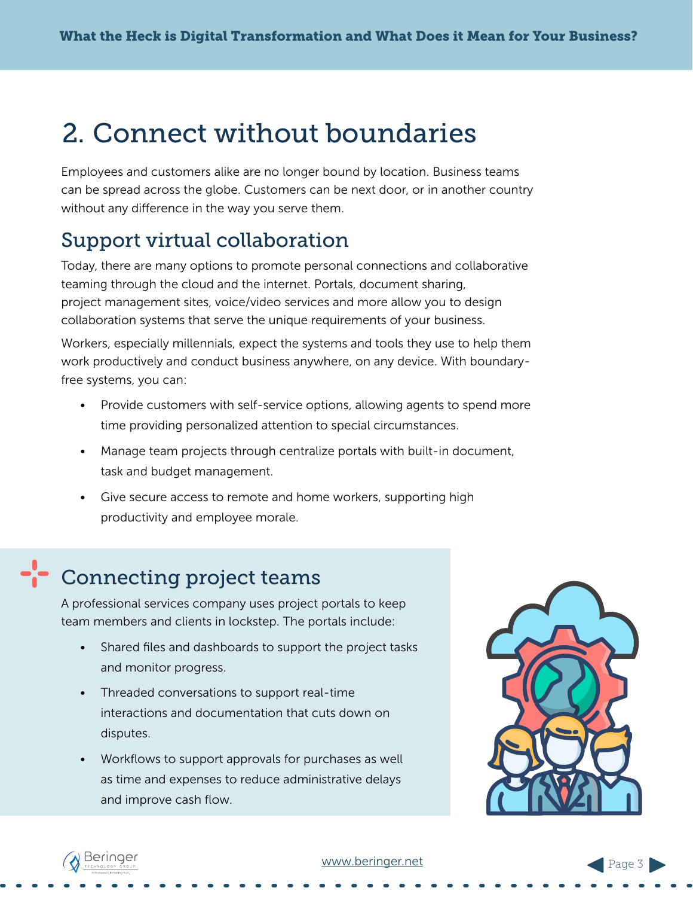# 2. Connect without boundaries

Employees and customers alike are no longer bound by location. Business teams can be spread across the globe. Customers can be next door, or in another country without any difference in the way you serve them.

## Support virtual collaboration

Today, there are many options to promote personal connections and collaborative teaming through the cloud and the internet. Portals, document sharing, project management sites, voice/video services and more allow you to design collaboration systems that serve the unique requirements of your business.

Workers, especially millennials, expect the systems and tools they use to help them work productively and conduct business anywhere, on any device. With boundary-free systems, you can:

- Provide customers with self-service options, allowing agents to spend more time providing personalized attention to special circumstances.
- Manage team projects through centralize portals with built-in document, task and budget management.
- Give secure access to remote and home workers, supporting high productivity and employee morale.

## Connecting project teams

A professional services company uses project portals to keep team members and clients in lockstep. The portals include:

- Shared files and dashboards to support the project tasks and monitor progress.
- Threaded conversations to support real-time interactions and documentation that cuts down on disputes.
- Workflows to support approvals for purchases as well as time and expenses to reduce administrative delays and improve cash flow.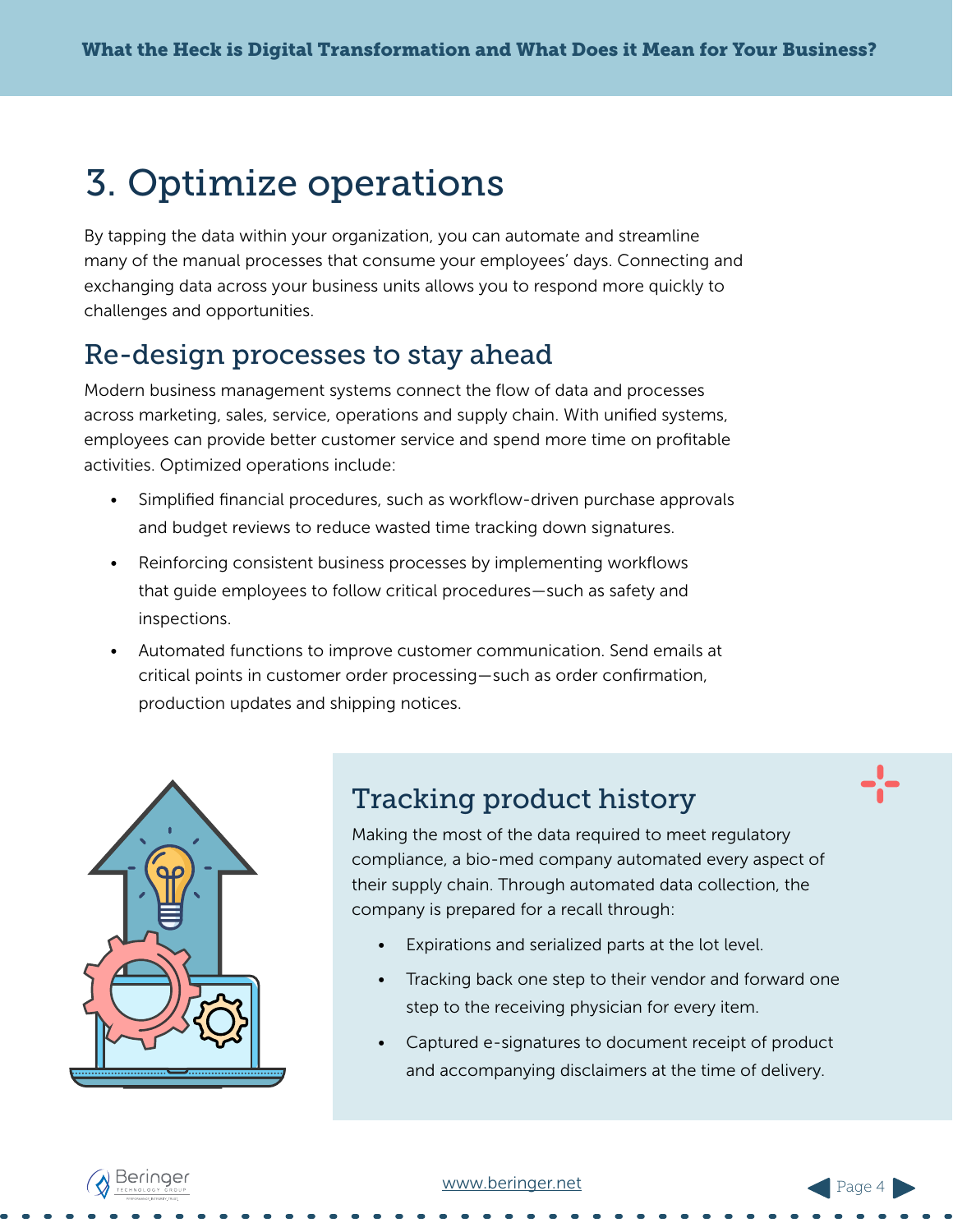# 3. Optimize operations

By tapping the data within your organization, you can automate and streamline many of the manual processes that consume your employees' days. Connecting and exchanging data across your business units allows you to respond more quickly to challenges and opportunities.

## Re-design processes to stay ahead

Modern business management systems connect the flow of data and processes across marketing, sales, service, operations and supply chain. With unified systems, employees can provide better customer service and spend more time on profitable activities. Optimized operations include:

- Simplified financial procedures, such as workflow-driven purchase approvals and budget reviews to reduce wasted time tracking down signatures.
- Reinforcing consistent business processes by implementing workflows that guide employees to follow critical procedures—such as safety and inspections.
- Automated functions to improve customer communication. Send emails at critical points in customer order processing—such as order confirmation, production updates and shipping notices.

## Tracking product history

Making the most of the data required to meet regulatory compliance, a bio-med company automated every aspect of their supply chain. Through automated data collection, the company is prepared for a recall through:

- Expirations and serialized parts at the lot level.
- Tracking back one step to their vendor and forward one step to the receiving physician for every item.
- Captured e-signatures to document receipt of product and accompanying disclaimers at the time of delivery.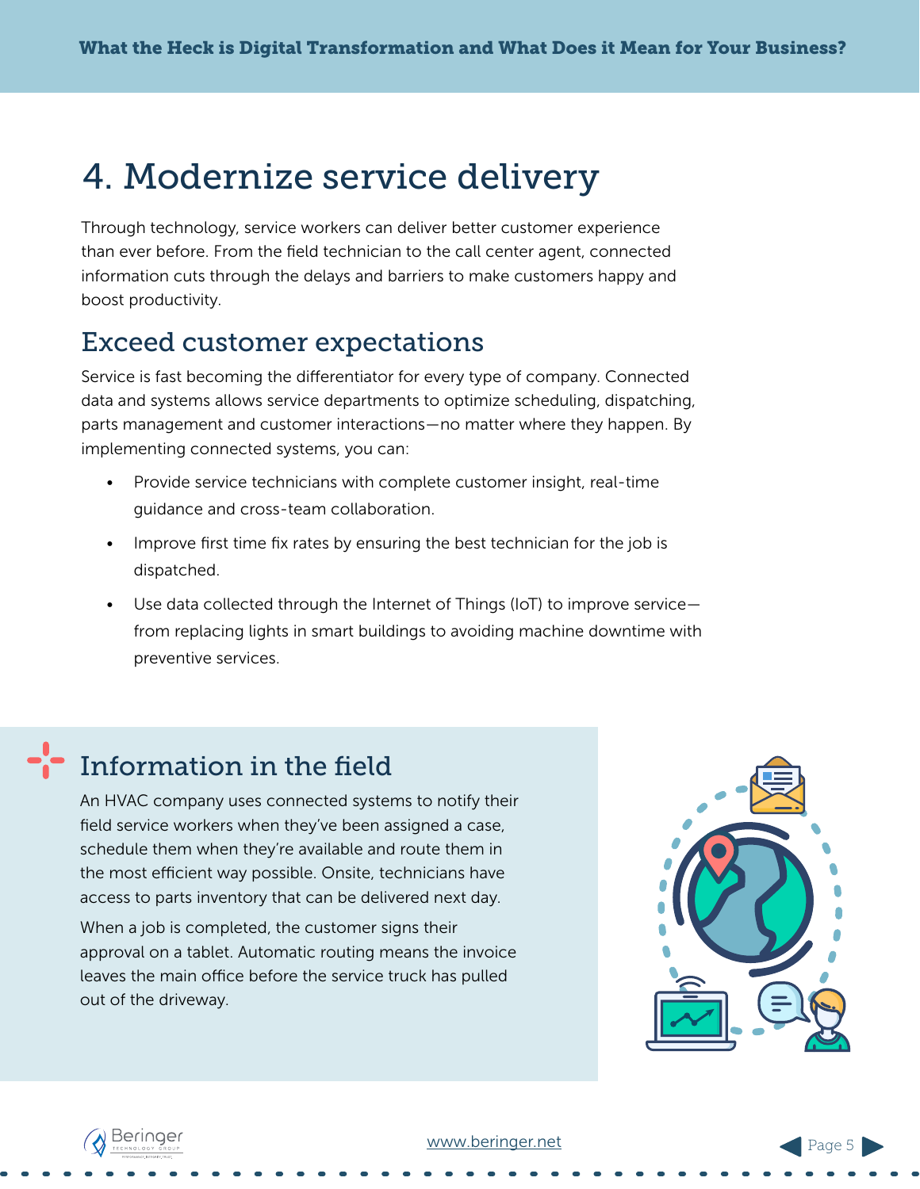# 4. Modernize service delivery

Through technology, service workers can deliver better customer experience than ever before. From the field technician to the call center agent, connected information cuts through the delays and barriers to make customers happy and boost productivity.

## Exceed customer expectations

Service is fast becoming the differentiator for every type of company. Connected data and systems allows service departments to optimize scheduling, dispatching, parts management and customer interactions—no matter where they happen. By implementing connected systems, you can:

- Provide service technicians with complete customer insight, real-time guidance and cross-team collaboration.
- Improve first time fix rates by ensuring the best technician for the job is dispatched.
- Use data collected through the Internet of Things (IoT) to improve service—from replacing lights in smart buildings to avoiding machine downtime with preventive services.

## Information in the field

An HVAC company uses connected systems to notify their field service workers when they've been assigned a case, schedule them when they're available and route them in the most efficient way possible. Onsite, technicians have access to parts inventory that can be delivered next day.

When a job is completed, the customer signs their approval on a tablet. Automatic routing means the invoice leaves the main office before the service truck has pulled out of the driveway.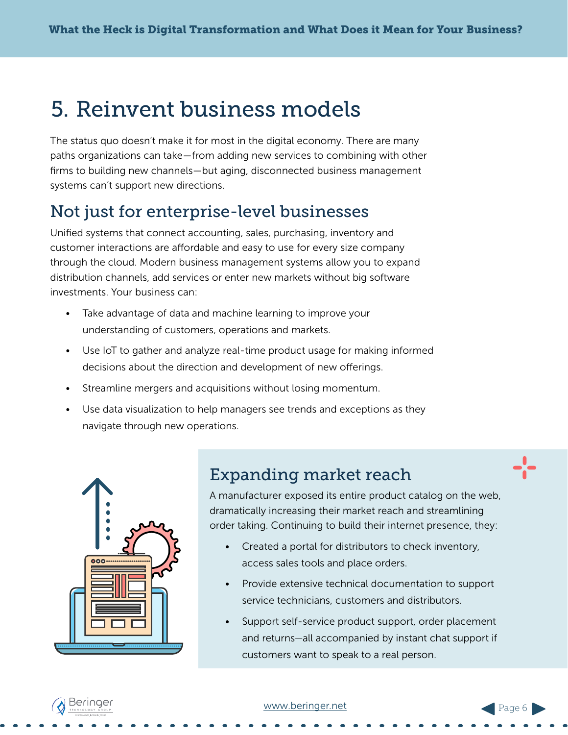# 5. Reinvent business models

The status quo doesn't make it for most in the digital economy. There are many paths organizations can take—from adding new services to combining with other firms to building new channels—but aging, disconnected business management systems can't support new directions.

## Not just for enterprise-level businesses

Unified systems that connect accounting, sales, purchasing, inventory and customer interactions are affordable and easy to use for every size company through the cloud. Modern business management systems allow you to expand distribution channels, add services or enter new markets without big software investments. Your business can:

- Take advantage of data and machine learning to improve your understanding of customers, operations and markets.
- Use IoT to gather and analyze real-time product usage for making informed decisions about the direction and development of new offerings.
- Streamline mergers and acquisitions without losing momentum.
- Use data visualization to help managers see trends and exceptions as they navigate through new operations.

## Expanding market reach

A manufacturer exposed its entire product catalog on the web, dramatically increasing their market reach and streamlining order taking. Continuing to build their internet presence, they:

- Created a portal for distributors to check inventory, access sales tools and place orders.
- Provide extensive technical documentation to support service technicians, customers and distributors.
- Support self-service product support, order placement and returns—all accompanied by instant chat support if customers want to speak to a real person.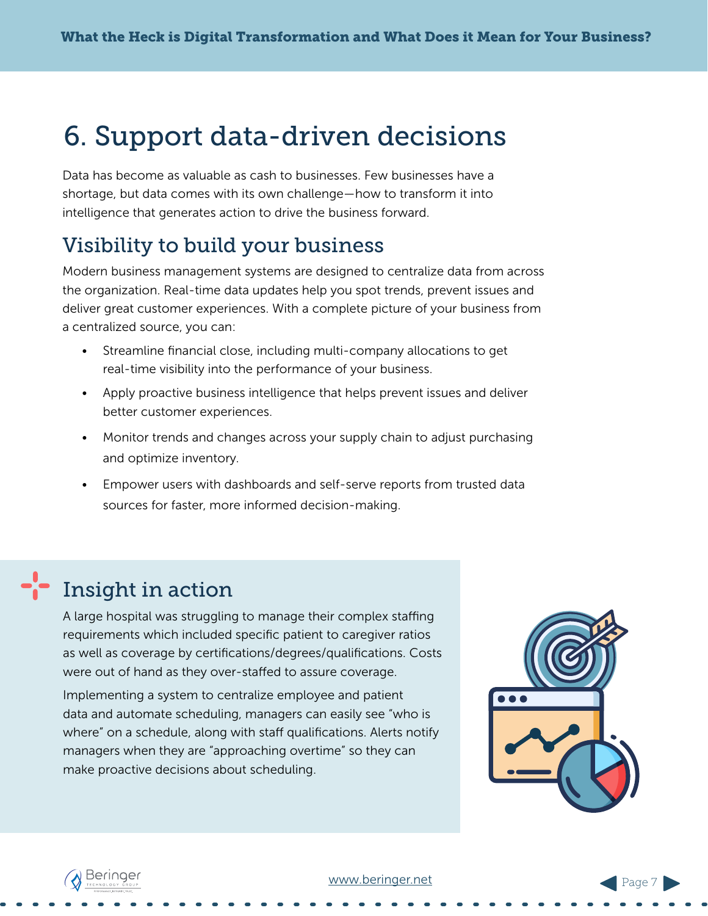# 6. Support data-driven decisions

Data has become as valuable as cash to businesses. Few businesses have a shortage, but data comes with its own challenge—how to transform it into intelligence that generates action to drive the business forward.

## Visibility to build your business

Modern business management systems are designed to centralize data from across the organization. Real-time data updates help you spot trends, prevent issues and deliver great customer experiences. With a complete picture of your business from a centralized source, you can:

- Streamline financial close, including multi-company allocations to get real-time visibility into the performance of your business.
- Apply proactive business intelligence that helps prevent issues and deliver better customer experiences.
- Monitor trends and changes across your supply chain to adjust purchasing and optimize inventory.
- Empower users with dashboards and self-serve reports from trusted data sources for faster, more informed decision-making.

## Insight in action

A large hospital was struggling to manage their complex staffing requirements which included specific patient to caregiver ratios as well as coverage by certifications/degrees/qualifications. Costs were out of hand as they over-staffed to assure coverage.

Implementing a system to centralize employee and patient data and automate scheduling, managers can easily see "who is where" on a schedule, along with staff qualifications. Alerts notify managers when they are "approaching overtime" so they can make proactive decisions about scheduling.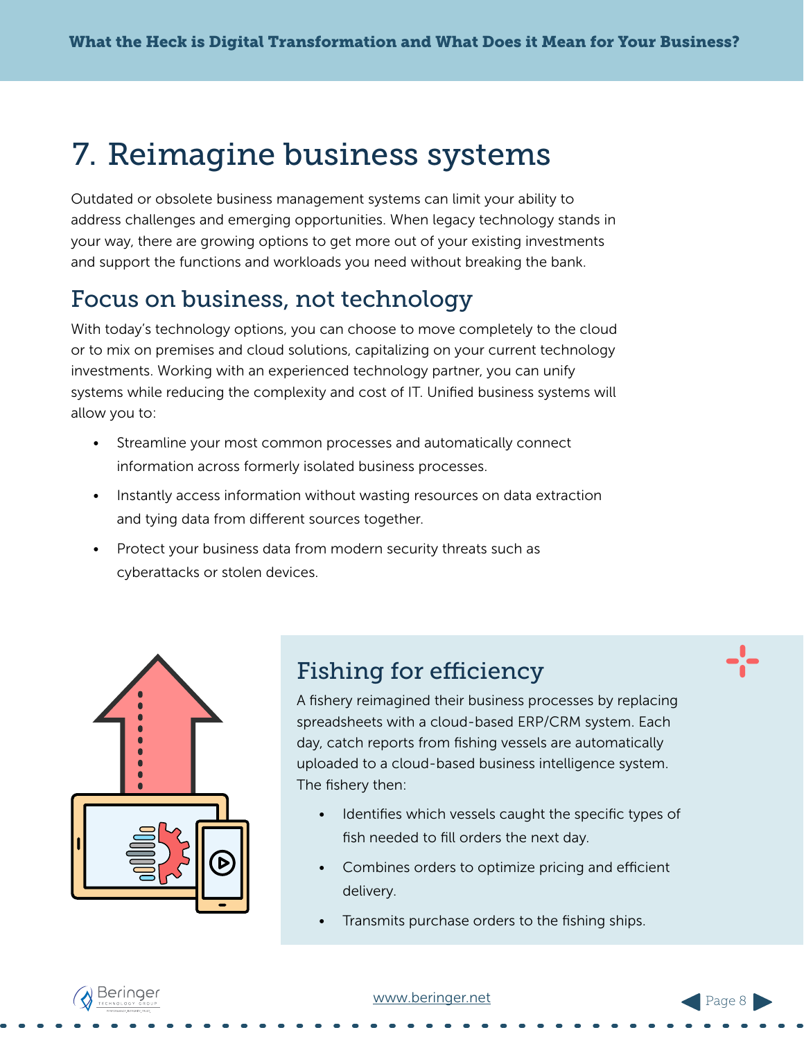# 7. Reimagine business systems

Outdated or obsolete business management systems can limit your ability to address challenges and emerging opportunities. When legacy technology stands in your way, there are growing options to get more out of your existing investments and support the functions and workloads you need without breaking the bank.

## Focus on business, not technology

With today's technology options, you can choose to move completely to the cloud or to mix on premises and cloud solutions, capitalizing on your current technology investments. Working with an experienced technology partner, you can unify systems while reducing the complexity and cost of IT. Unified business systems will allow you to:

- Streamline your most common processes and automatically connect information across formerly isolated business processes.
- Instantly access information without wasting resources on data extraction and tying data from different sources together.
- Protect your business data from modern security threats such as cyberattacks or stolen devices.

## Fishing for efficiency

A fishery reimagined their business processes by replacing spreadsheets with a cloud-based ERP/CRM system. Each day, catch reports from fishing vessels are automatically uploaded to a cloud-based business intelligence system. The fishery then:

- Identifies which vessels caught the specific types of fish needed to fill orders the next day.
- Combines orders to optimize pricing and efficient delivery.
- Transmits purchase orders to the fishing ships.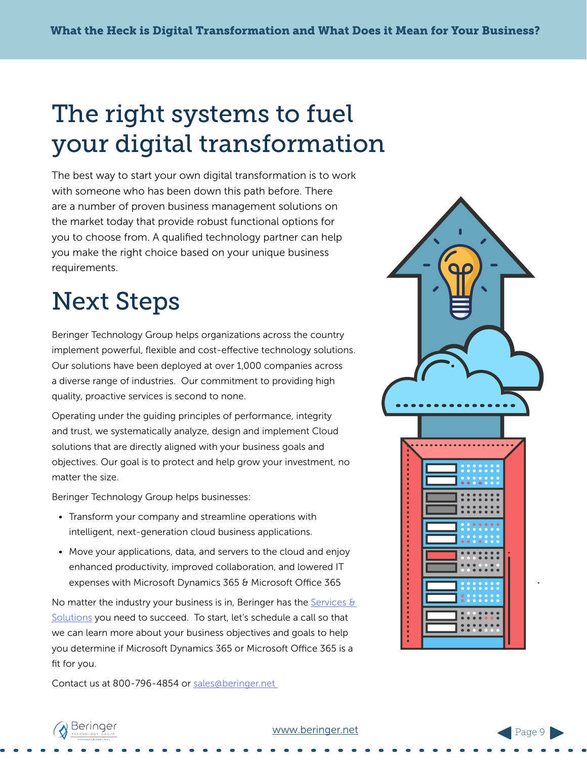# The right systems to fuel your digital transformation

The best way to start your own digital transformation is to work with someone who has been down this path before. There are a number of proven business management solutions on the market today that provide robust functional options for you to choose from. A qualified technology partner can help you make the right choice based on your unique business requirements.

# Next Steps

Beringer Technology Group helps organizations across the country implement powerful, flexible and cost-effective technology solutions. Our solutions have been deployed at over 1,000 companies across a diverse range of industries. Our commitment to providing high quality, proactive services is second to none.

Operating under the guiding principles of performance, integrity and trust, we systematically analyze, design and implement Cloud solutions that are directly aligned with your business goals and objectives. Our goal is to protect and help grow your investment, no matter the size.

Beringer Technology Group helps businesses:

- Transform your company and streamline operations with intelligent, next-generation cloud business applications.
- Move your applications, data, and servers to the cloud and enjoy enhanced productivity, improved collaboration, and lowered IT expenses with Microsoft Dynamics 365 & Microsoft Office 365

No matter the industry your business is in, Beringer has the Services & Solutions you need to succeed. To start, let's schedule a call so that we can learn more about your business objectives and goals to help you determine if Microsoft Dynamics 365 or Microsoft Office 365 is a fit for you.

Contact us at 800-796-4854 or sales@beringer.net

www.beringer.net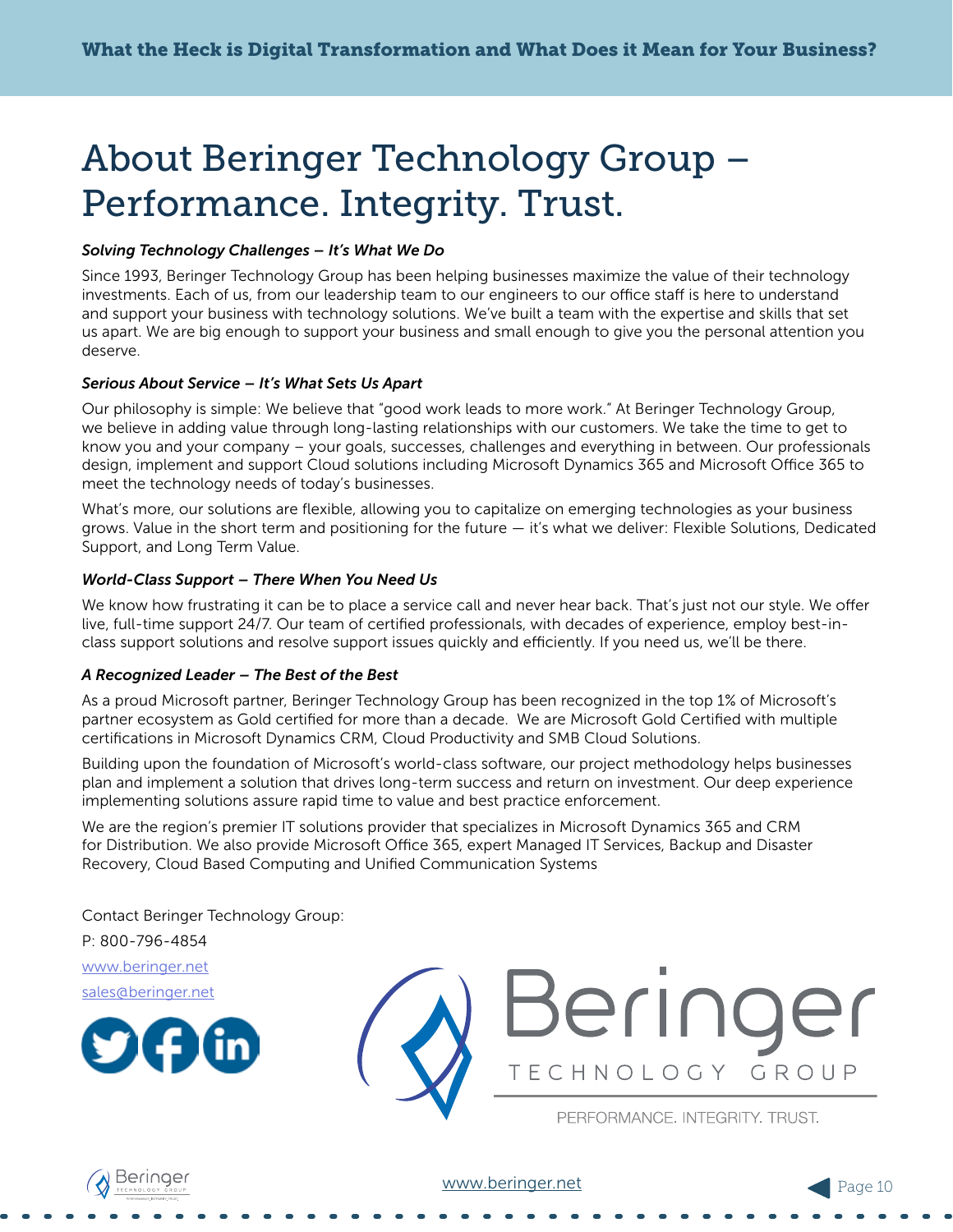# About Beringer Technology Group – Performance. Integrity. Trust.

***Solving Technology Challenges – It's What We Do***

Since 1993, Beringer Technology Group has been helping businesses maximize the value of their technology investments. Each of us, from our leadership team to our engineers to our office staff is here to understand and support your business with technology solutions. We've built a team with the expertise and skills that set us apart. We are big enough to support your business and small enough to give you the personal attention you deserve.

***Serious About Service – It's What Sets Us Apart***

Our philosophy is simple: We believe that "good work leads to more work." At Beringer Technology Group, we believe in adding value through long-lasting relationships with our customers. We take the time to get to know you and your company – your goals, successes, challenges and everything in between. Our professionals design, implement and support Cloud solutions including Microsoft Dynamics 365 and Microsoft Office 365 to meet the technology needs of today's businesses.

What's more, our solutions are flexible, allowing you to capitalize on emerging technologies as your business grows. Value in the short term and positioning for the future — it's what we deliver: Flexible Solutions, Dedicated Support, and Long Term Value.

***World-Class Support – There When You Need Us***

We know how frustrating it can be to place a service call and never hear back. That's just not our style. We offer live, full-time support 24/7. Our team of certified professionals, with decades of experience, employ best-in-class support solutions and resolve support issues quickly and efficiently. If you need us, we'll be there.

***A Recognized Leader – The Best of the Best***

As a proud Microsoft partner, Beringer Technology Group has been recognized in the top 1% of Microsoft's partner ecosystem as Gold certified for more than a decade. We are Microsoft Gold Certified with multiple certifications in Microsoft Dynamics CRM, Cloud Productivity and SMB Cloud Solutions.

Building upon the foundation of Microsoft's world-class software, our project methodology helps businesses plan and implement a solution that drives long-term success and return on investment. Our deep experience implementing solutions assure rapid time to value and best practice enforcement.

We are the region's premier IT solutions provider that specializes in Microsoft Dynamics 365 and CRM for Distribution. We also provide Microsoft Office 365, expert Managed IT Services, Backup and Disaster Recovery, Cloud Based Computing and Unified Communication Systems

Contact Beringer Technology Group:

P: 800-796-4854

www.beringer.net

sales@beringer.net

Beringer TECHNOLOGY GROUP

PERFORMANCE. INTEGRITY. TRUST.